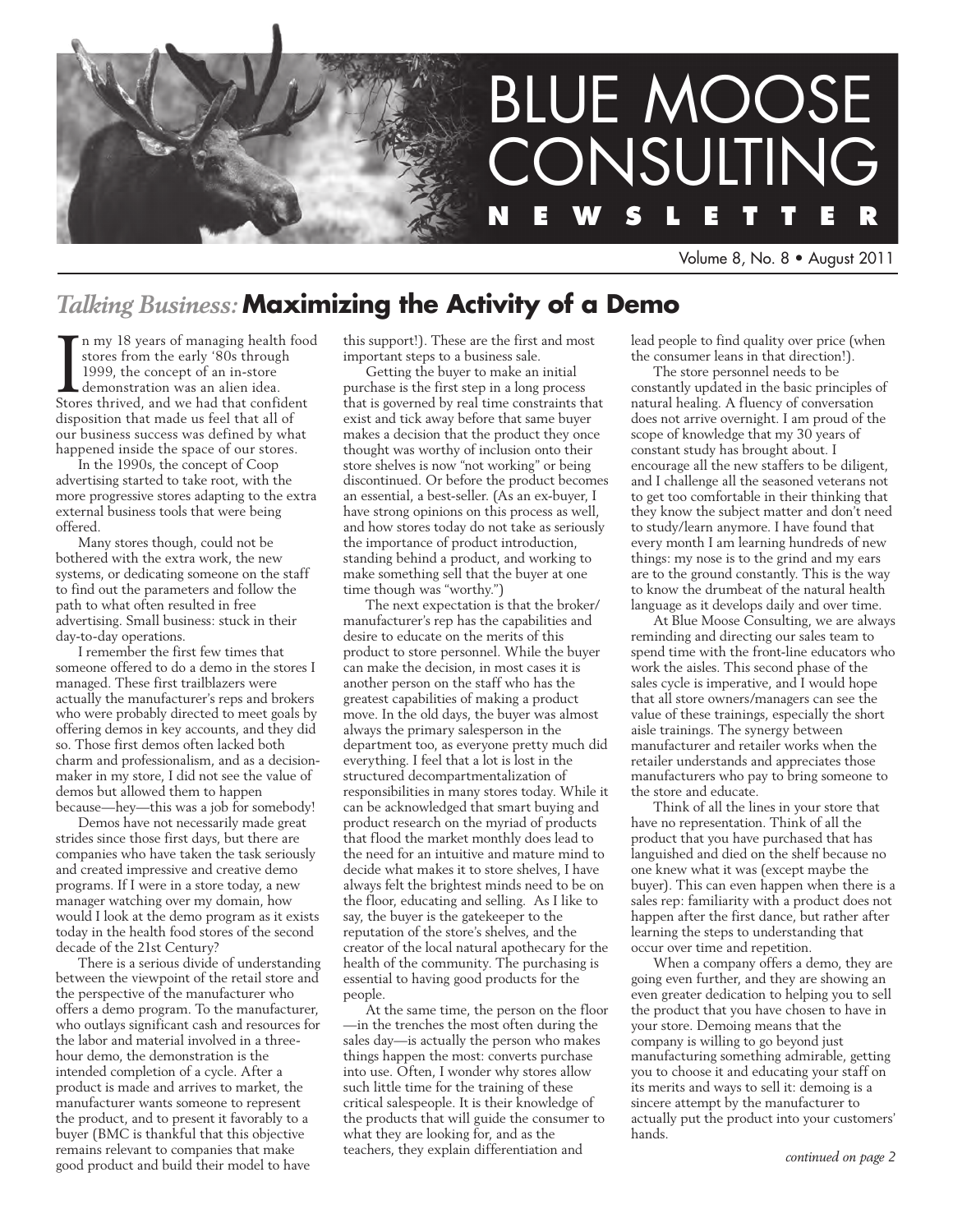# BLUE MOOSE CONSULTING NEWSLETTER

Volume 8, No. 8 • August 2011

## *Talking Business:* Maximizing the Activity of a Demo

In my 18 years of managing health food stores from the early '80s through 1999, the concept of an in-store demonstration was an alien idea. Stores thrived, and we had that confident disposition that made us feel that all of our business success was defined by what happened inside the space of our stores.

In the 1990s, the concept of Coop advertising started to take root, with the more progressive stores adapting to the extra external business tools that were being offered.

Many stores though, could not be bothered with the extra work, the new systems, or dedicating someone on the staff to find out the parameters and follow the path to what often resulted in free advertising. Small business: stuck in their day-to-day operations.

I remember the first few times that someone offered to do a demo in the stores I managed. These first trailblazers were actually the manufacturer's reps and brokers who were probably directed to meet goals by offering demos in key accounts, and they did so. Those first demos often lacked both charm and professionalism, and as a decision-maker in my store, I did not see the value of demos but allowed them to happen because—hey—this was a job for somebody!

Demos have not necessarily made great strides since those first days, but there are companies who have taken the task seriously and created impressive and creative demo programs. If I were in a store today, a new manager watching over my domain, how would I look at the demo program as it exists today in the health food stores of the second decade of the 21st Century?

There is a serious divide of understanding between the viewpoint of the retail store and the perspective of the manufacturer who offers a demo program. To the manufacturer, who outlays significant cash and resources for the labor and material involved in a three-hour demo, the demonstration is the intended completion of a cycle. After a product is made and arrives to market, the manufacturer wants someone to represent the product, and to present it favorably to a buyer (BMC is thankful that this objective remains relevant to companies that make good product and build their model to have this support!). These are the first and most important steps to a business sale.

Getting the buyer to make an initial purchase is the first step in a long process that is governed by real time constraints that exist and tick away before that same buyer makes a decision that the product they once thought was worthy of inclusion onto their store shelves is now "not working" or being discontinued. Or before the product becomes an essential, a best-seller. (As an ex-buyer, I have strong opinions on this process as well, and how stores today do not take as seriously the importance of product introduction, standing behind a product, and working to make something sell that the buyer at one time though was "worthy.")

The next expectation is that the broker/manufacturer's rep has the capabilities and desire to educate on the merits of this product to store personnel. While the buyer can make the decision, in most cases it is another person on the staff who has the greatest capabilities of making a product move. In the old days, the buyer was almost always the primary salesperson in the department too, as everyone pretty much did everything. I feel that a lot is lost in the structured decompartmentalization of responsibilities in many stores today. While it can be acknowledged that smart buying and product research on the myriad of products that flood the market monthly does lead to the need for an intuitive and mature mind to decide what makes it to store shelves, I have always felt the brightest minds need to be on the floor, educating and selling. As I like to say, the buyer is the gatekeeper to the reputation of the store's shelves, and the creator of the local natural apothecary for the health of the community. The purchasing is essential to having good products for the people.

At the same time, the person on the floor—in the trenches the most often during the sales day—is actually the person who makes things happen the most: converts purchase into use. Often, I wonder why stores allow such little time for the training of these critical salespeople. It is their knowledge of the products that will guide the consumer to what they are looking for, and as the teachers, they explain differentiation and lead people to find quality over price (when the consumer leans in that direction!).

The store personnel needs to be constantly updated in the basic principles of natural healing. A fluency of conversation does not arrive overnight. I am proud of the scope of knowledge that my 30 years of constant study has brought about. I encourage all the new staffers to be diligent, and I challenge all the seasoned veterans not to get too comfortable in their thinking that they know the subject matter and don't need to study/learn anymore. I have found that every month I am learning hundreds of new things: my nose is to the grind and my ears are to the ground constantly. This is the way to know the drumbeat of the natural health language as it develops daily and over time.

At Blue Moose Consulting, we are always reminding and directing our sales team to spend time with the front-line educators who work the aisles. This second phase of the sales cycle is imperative, and I would hope that all store owners/managers can see the value of these trainings, especially the short aisle trainings. The synergy between manufacturer and retailer works when the retailer understands and appreciates those manufacturers who pay to bring someone to the store and educate.

Think of all the lines in your store that have no representation. Think of all the product that you have purchased that has languished and died on the shelf because no one knew what it was (except maybe the buyer). This can even happen when there is a sales rep: familiarity with a product does not happen after the first dance, but rather after learning the steps to understanding that occur over time and repetition.

When a company offers a demo, they are going even further, and they are showing an even greater dedication to helping you to sell the product that you have chosen to have in your store. Demoing means that the company is willing to go beyond just manufacturing something admirable, getting you to choose it and educating your staff on its merits and ways to sell it: demoing is a sincere attempt by the manufacturer to actually put the product into your customers' hands.

*continued on page 2*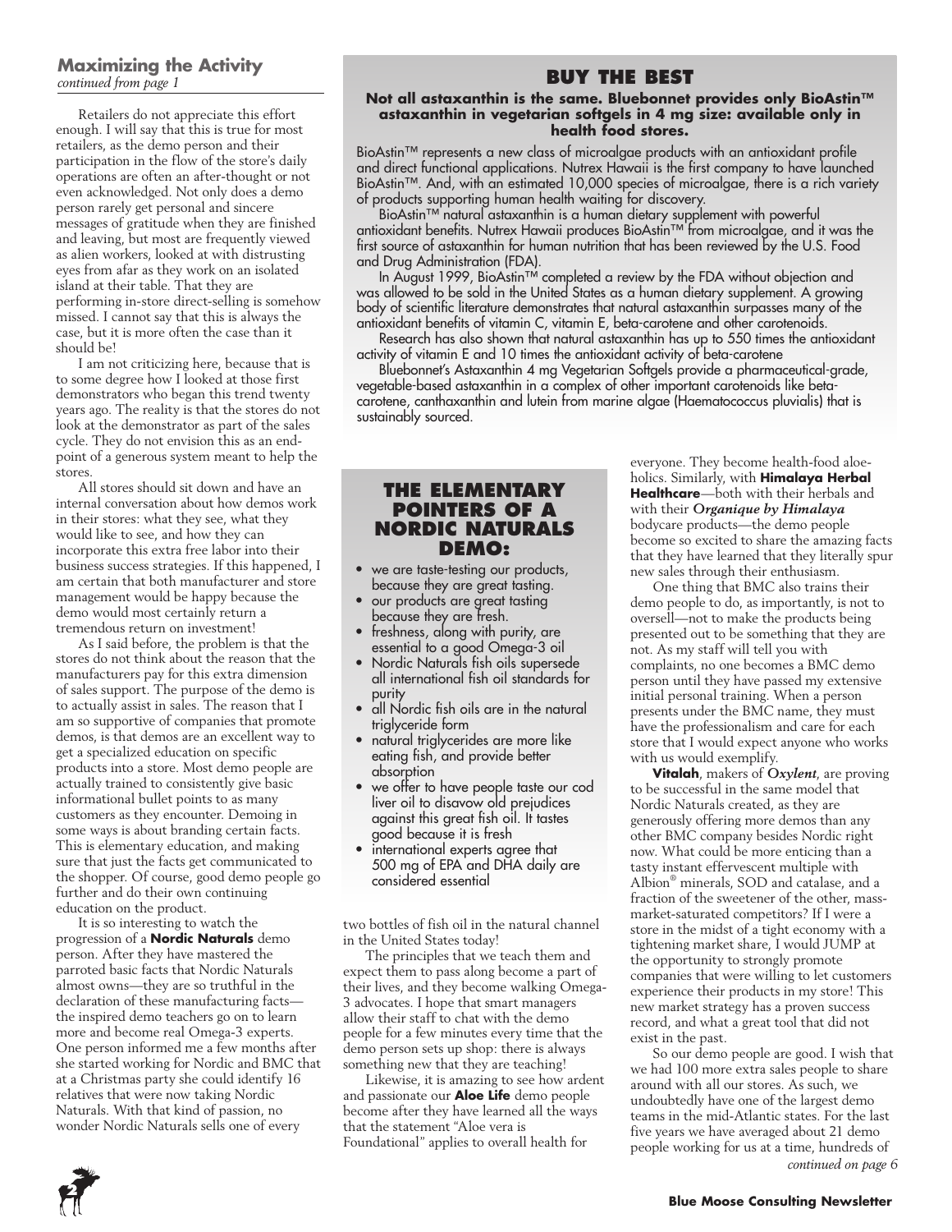## Maximizing the Activity

*continued from page 1*

Retailers do not appreciate this effort enough. I will say that this is true for most retailers, as the demo person and their participation in the flow of the store's daily operations are often an after-thought or not even acknowledged. Not only does a demo person rarely get personal and sincere messages of gratitude when they are finished and leaving, but most are frequently viewed as alien workers, looked at with distrusting eyes from afar as they work on an isolated island at their table. That they are performing in-store direct-selling is somehow missed. I cannot say that this is always the case, but it is more often the case than it should be!

I am not criticizing here, because that is to some degree how I looked at those first demonstrators who began this trend twenty years ago. The reality is that the stores do not look at the demonstrator as part of the sales cycle. They do not envision this as an end-point of a generous system meant to help the stores.

All stores should sit down and have an internal conversation about how demos work in their stores: what they see, what they would like to see, and how they can incorporate this extra free labor into their business success strategies. If this happened, I am certain that both manufacturer and store management would be happy because the demo would most certainly return a tremendous return on investment!

As I said before, the problem is that the stores do not think about the reason that the manufacturers pay for this extra dimension of sales support. The purpose of the demo is to actually assist in sales. The reason that I am so supportive of companies that promote demos, is that demos are an excellent way to get a specialized education on specific products into a store. Most demo people are actually trained to consistently give basic informational bullet points to as many customers as they encounter. Demoing in some ways is about branding certain facts. This is elementary education, and making sure that just the facts get communicated to the shopper. Of course, good demo people go further and do their own continuing education on the product.

It is so interesting to watch the progression of a **Nordic Naturals** demo person. After they have mastered the parroted basic facts that Nordic Naturals almost owns—they are so truthful in the declaration of these manufacturing facts—the inspired demo teachers go on to learn more and become real Omega-3 experts. One person informed me a few months after she started working for Nordic and BMC that at a Christmas party she could identify 16 relatives that were now taking Nordic Naturals. With that kind of passion, no wonder Nordic Naturals sells one of every two bottles of fish oil in the natural channel in the United States today!

The principles that we teach them and expect them to pass along become a part of their lives, and they become walking Omega-3 advocates. I hope that smart managers allow their staff to chat with the demo people for a few minutes every time that the demo person sets up shop: there is always something new that they are teaching!

Likewise, it is amazing to see how ardent and passionate our **Aloe Life** demo people become after they have learned all the ways that the statement "Aloe vera is Foundational" applies to overall health for everyone. They become health-food aloe-holics. Similarly, with **Himalaya Herbal Healthcare**—both with their herbals and with their ***Organique by Himalaya*** bodycare products—the demo people become so excited to share the amazing facts that they have learned that they literally spur new sales through their enthusiasm.

One thing that BMC also trains their demo people to do, as importantly, is not to oversell—not to make the products being presented out to be something that they are not. As my staff will tell you with complaints, no one becomes a BMC demo person until they have passed my extensive initial personal training. When a person presents under the BMC name, they must have the professionalism and care for each store that I would expect anyone who works with us would exemplify.

**Vitalah**, makers of ***Oxylent***, are proving to be successful in the same model that Nordic Naturals created, as they are generously offering more demos than any other BMC company besides Nordic right now. What could be more enticing than a tasty instant effervescent multiple with Albion® minerals, SOD and catalase, and a fraction of the sweetener of the other, mass-market-saturated competitors? If I were a store in the midst of a tight economy with a tightening market share, I would JUMP at the opportunity to strongly promote companies that were willing to let customers experience their products in my store! This new market strategy has a proven success record, and what a great tool that did not exist in the past.

So our demo people are good. I wish that we had 100 more extra sales people to share around with all our stores. As such, we undoubtedly have one of the largest demo teams in the mid-Atlantic states. For the last five years we have averaged about 21 demo people working for us at a time, hundreds of

*continued on page 6*

## THE ELEMENTARY POINTERS OF A NORDIC NATURALS DEMO:

- we are taste-testing our products, because they are great tasting.
- our products are great tasting because they are fresh.
- freshness, along with purity, are essential to a good Omega-3 oil
- Nordic Naturals fish oils supersede all international fish oil standards for purity
- all Nordic fish oils are in the natural triglyceride form
- natural triglycerides are more like eating fish, and provide better absorption
- we offer to have people taste our cod liver oil to disavow old prejudices against this great fish oil. It tastes good because it is fresh
- international experts agree that 500 mg of EPA and DHA daily are considered essential

## BUY THE BEST

**Not all astaxanthin is the same. Bluebonnet provides only BioAstin™ astaxanthin in vegetarian softgels in 4 mg size: available only in health food stores.**

BioAstin™ represents a new class of microalgae products with an antioxidant profile and direct functional applications. Nutrex Hawaii is the first company to have launched BioAstin™. And, with an estimated 10,000 species of microalgae, there is a rich variety of products supporting human health waiting for discovery.

BioAstin™ natural astaxanthin is a human dietary supplement with powerful antioxidant benefits. Nutrex Hawaii produces BioAstin™ from microalgae, and it was the first source of astaxanthin for human nutrition that has been reviewed by the U.S. Food and Drug Administration (FDA).

In August 1999, BioAstin™ completed a review by the FDA without objection and was allowed to be sold in the United States as a human dietary supplement. A growing body of scientific literature demonstrates that natural astaxanthin surpasses many of the antioxidant benefits of vitamin C, vitamin E, beta-carotene and other carotenoids.

Research has also shown that natural astaxanthin has up to 550 times the antioxidant activity of vitamin E and 10 times the antioxidant activity of beta-carotene

Bluebonnet's Astaxanthin 4 mg Vegetarian Softgels provide a pharmaceutical-grade, vegetable-based astaxanthin in a complex of other important carotenoids like beta-carotene, canthaxanthin and lutein from marine algae (Haematococcus pluvialis) that is sustainably sourced.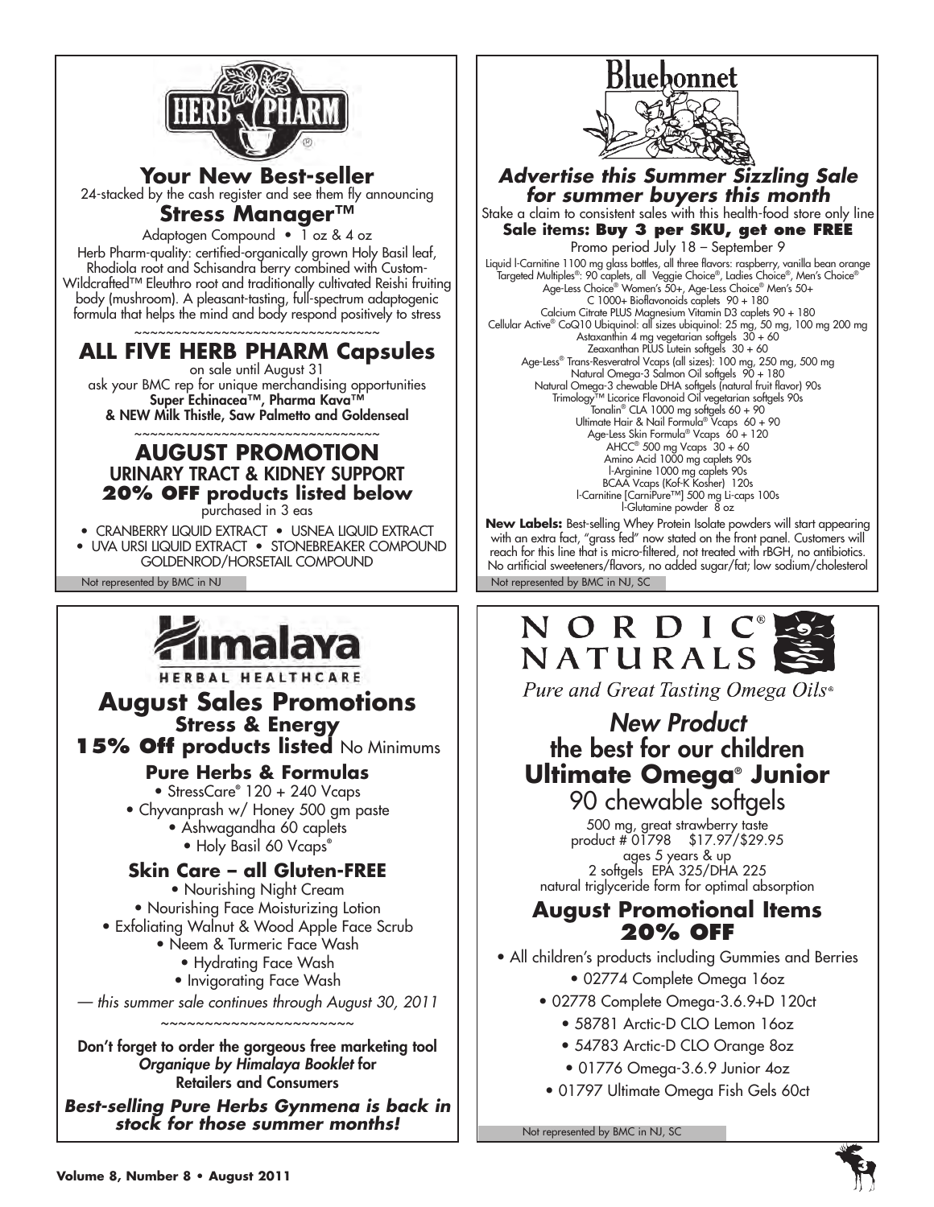## HERB PHARM

### Your New Best-seller

24-stacked by the cash register and see them fly announcing

### Stress Manager™

Adaptogen Compound • 1 oz & 4 oz

Herb Pharm-quality: certified-organically grown Holy Basil leaf, Rhodiola root and Schisandra berry combined with Custom-Wildcrafted™ Eleuthro root and traditionally cultivated Reishi fruiting body (mushroom). A pleasant-tasting, full-spectrum adaptogenic formula that helps the mind and body respond positively to stress

~~~~~~~~~~~~~~~~~~~~~~~~~~~~~~~~

### ALL FIVE HERB PHARM Capsules

on sale until August 31

ask your BMC rep for unique merchandising opportunities

**Super Echinacea™, Pharma Kava™ & NEW Milk Thistle, Saw Palmetto and Goldenseal**

~~~~~~~~~~~~~~~~~~~~~~~~~~~~~~~~

### AUGUST PROMOTION

**URINARY TRACT & KIDNEY SUPPORT**

**20% OFF products listed below**

purchased in 3 eas

- CRANBERRY LIQUID EXTRACT
- USNEA LIQUID EXTRACT
- UVA URSI LIQUID EXTRACT
- STONEBREAKER COMPOUND
- GOLDENROD/HORSETAIL COMPOUND

Not represented by BMC in NJ

## Bluebonnet

### *Advertise this Summer Sizzling Sale for summer buyers this month*

Stake a claim to consistent sales with this health-food store only line

**Sale items: Buy 3 per SKU, get one FREE**

Promo period July 18 – September 9

Liquid l-Carnitine 1100 mg glass bottles, all three flavors: raspberry, vanilla bean orange
Targeted Multiples®: 90 caplets, all Veggie Choice®, Ladies Choice®, Men's Choice®
Age-Less Choice® Women's 50+, Age-Less Choice® Men's 50+
C 1000+ Bioflavonoids caplets 90 + 180
Calcium Citrate PLUS Magnesium Vitamin D3 caplets 90 + 180
Cellular Active® CoQ10 Ubiquinol: all sizes ubiquinol: 25 mg, 50 mg, 100 mg 200 mg
Astaxanthin 4 mg vegetarian softgels 30 + 60
Zeaxanthan PLUS Lutein softgels 30 + 60
Age-Less® Trans-Resveratrol Vcaps (all sizes): 100 mg, 250 mg, 500 mg
Natural Omega-3 Salmon Oil softgels 90 + 180
Natural Omega-3 chewable DHA softgels (natural fruit flavor) 90s
Trimology™ Licorice Flavonoid Oil vegetarian softgels 90s
Tonalin® CLA 1000 mg softgels 60 + 90
Ultimate Hair & Nail Formula® Vcaps 60 + 90
Age-Less Skin Formula® Vcaps 60 + 120
AHCC® 500 mg Vcaps 30 + 60
Amino Acid 1000 mg caplets 90s
l-Arginine 1000 mg caplets 90s
BCAA Vcaps (Kof-K Kosher) 120s
l-Carnitine [CarniPure™] 500 mg Li-caps 100s
l-Glutamine powder 8 oz

**New Labels:** Best-selling Whey Protein Isolate powders will start appearing with an extra fact, "grass fed" now stated on the front panel. Customers will reach for this line that is micro-filtered, not treated with rBGH, no antibiotics. No artificial sweeteners/flavors, no added sugar/fat; low sodium/cholesterol

Not represented by BMC in NJ, SC

## Himalaya HERBAL HEALTHCARE

### August Sales Promotions

**Stress & Energy**

**15% Off products listed** No Minimums

#### Pure Herbs & Formulas

- StressCare® 120 + 240 Vcaps
- Chyvanprash w/ Honey 500 gm paste
- Ashwagandha 60 caplets
- Holy Basil 60 Vcaps®

#### Skin Care – all Gluten-FREE

- Nourishing Night Cream
- Nourishing Face Moisturizing Lotion
- Exfoliating Walnut & Wood Apple Face Scrub
- Neem & Turmeric Face Wash
- Hydrating Face Wash
- Invigorating Face Wash

*— this summer sale continues through August 30, 2011*

~~~~~~~~~~~~~~~~~~~~~~~

**Don't forget to order the gorgeous free marketing tool *Organique by Himalaya Booklet* for Retailers and Consumers**

***Best-selling Pure Herbs Gynmena is back in stock for those summer months!***

## NORDIC® NATURALS

*Pure and Great Tasting Omega Oils®*

### *New Product*

### the best for our children

### Ultimate Omega® Junior

90 chewable softgels

500 mg, great strawberry taste
product # 01798 $17.97/$29.95
ages 5 years & up
2 softgels EPA 325/DHA 225
natural triglyceride form for optimal absorption

### August Promotional Items 20% OFF

- All children's products including Gummies and Berries
- 02774 Complete Omega 16oz
- 02778 Complete Omega-3.6.9+D 120ct
- 58781 Arctic-D CLO Lemon 16oz
- 54783 Arctic-D CLO Orange 8oz
- 01776 Omega-3.6.9 Junior 4oz
- 01797 Ultimate Omega Fish Gels 60ct

Not represented by BMC in NJ, SC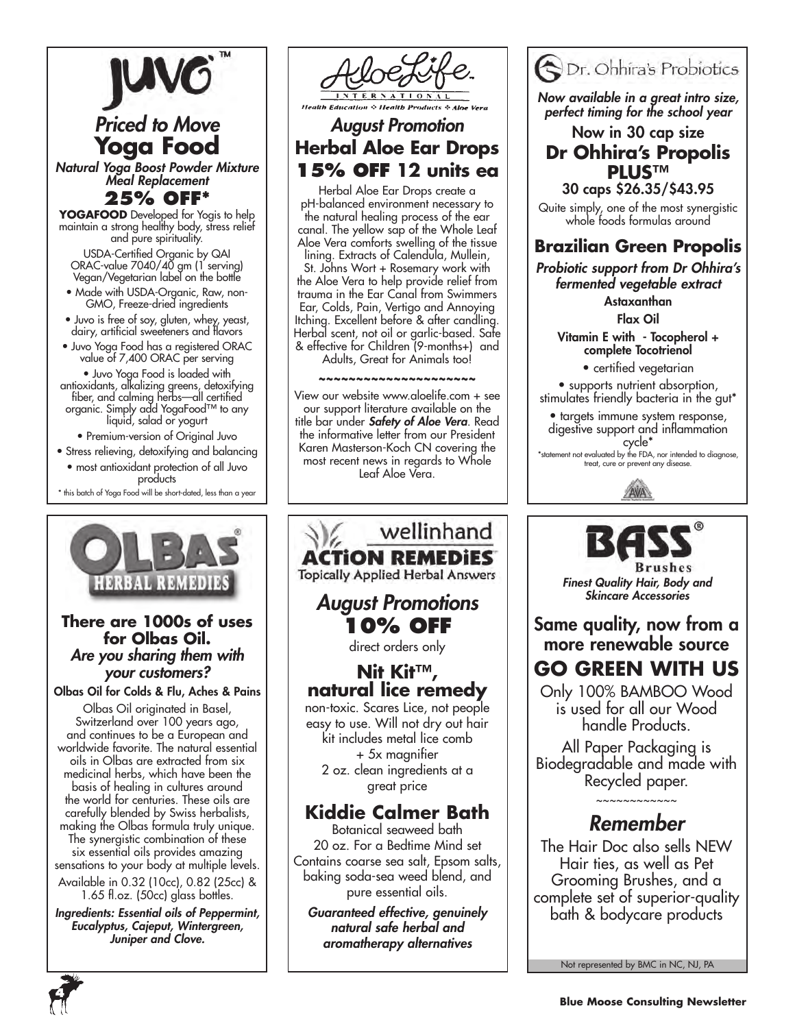# JUVO™

## *Priced to Move*

## Yoga Food

***Natural Yoga Boost Powder Mixture Meal Replacement***

### 25% OFF*

**YOGAFOOD** Developed for Yogis to help maintain a strong healthy body, stress relief and pure spirituality.

USDA-Certified Organic by QAI
ORAC-value 7040/40 gm (1 serving)
Vegan/Vegetarian label on the bottle

- Made with USDA-Organic, Raw, non-GMO, Freeze-dried ingredients
- Juvo is free of soy, gluten, whey, yeast, dairy, artificial sweeteners and flavors
- Juvo Yoga Food has a registered ORAC value of 7,400 ORAC per serving
- Juvo Yoga Food is loaded with antioxidants, alkalizing greens, detoxifying fiber, and calming herbs—all certified organic. Simply add YogaFood™ to any liquid, salad or yogurt
- Premium-version of Original Juvo
- Stress relieving, detoxifying and balancing
- most antioxidant protection of all Juvo products

* this batch of Yoga Food will be short-dated, less than a year

# AloeLife International

*Health Education ❖ Health Products ❖ Aloe Vera*

## *August Promotion*

## Herbal Aloe Ear Drops

## 15% OFF 12 units ea

Herbal Aloe Ear Drops create a pH-balanced environment necessary to the natural healing process of the ear canal. The yellow sap of the Whole Leaf Aloe Vera comforts swelling of the tissue lining. Extracts of Calendula, Mullein, St. Johns Wort + Rosemary work with the Aloe Vera to help provide relief from trauma in the Ear Canal from Swimmers Ear, Colds, Pain, Vertigo and Annoying Itching. Excellent before & after candling. Herbal scent, not oil or garlic-based. Safe & effective for Children (9-months+) and Adults, Great for Animals too!

~~~~~~~~~~~~~~~~~~~~

View our website www.aloelife.com + see our support literature available on the title bar under ***Safety of Aloe Vera***. Read the informative letter from our President Karen Masterson-Koch CN covering the most recent news in regards to Whole Leaf Aloe Vera.

# Dr. Ohhira's Probiotics

***Now available in a great intro size, perfect timing for the school year***

Now in 30 cap size

## Dr Ohhira's Propolis PLUS™

30 caps $26.35/$43.95

Quite simply, one of the most synergistic whole foods formulas around

## Brazilian Green Propolis

***Probiotic support from Dr Ohhira's fermented vegetable extract***

Astaxanthan

Flax Oil

Vitamin E with - Tocopherol + complete Tocotrienol

- certified vegetarian
- supports nutrient absorption, stimulates friendly bacteria in the gut*
- targets immune system response, digestive support and inflammation cycle*

*statement not evaluated by the FDA, nor intended to diagnose, treat, cure or prevent any disease.

# OLBAS® HERBAL REMEDIES

### There are 1000s of uses for Olbas Oil.

### *Are you sharing them with your customers?*

**Olbas Oil for Colds & Flu, Aches & Pains**

Olbas Oil originated in Basel, Switzerland over 100 years ago, and continues to be a European and worldwide favorite. The natural essential oils in Olbas are extracted from six medicinal herbs, which have been the basis of healing in cultures around the world for centuries. These oils are carefully blended by Swiss herbalists, making the Olbas formula truly unique. The synergistic combination of these six essential oils provides amazing sensations to your body at multiple levels.

Available in 0.32 (10cc), 0.82 (25cc) & 1.65 fl.oz. (50cc) glass bottles.

***Ingredients: Essential oils of Peppermint, Eucalyptus, Cajeput, Wintergreen, Juniper and Clove.***

# wellinhand ACTION REMEDIES™

Topically Applied Herbal Answers

## *August Promotions*

## 10% OFF

direct orders only

### Nit Kit™, natural lice remedy

non-toxic. Scares Lice, not people
easy to use. Will not dry out hair
kit includes metal lice comb
+ 5x magnifier
2 oz. clean ingredients at a great price

### Kiddie Calmer Bath

Botanical seaweed bath
20 oz. For a Bedtime Mind set
Contains coarse sea salt, Epsom salts, baking soda-sea weed blend, and pure essential oils.

***Guaranteed effective, genuinely natural safe herbal and aromatherapy alternatives***

# BASS® Brushes

***Finest Quality Hair, Body and Skincare Accessories***

### Same quality, now from a more renewable source

## GO GREEN WITH US

Only 100% BAMBOO Wood is used for all our Wood handle Products.

All Paper Packaging is Biodegradable and made with Recycled paper.

~~~~~~~~~~~~

## *Remember*

The Hair Doc also sells NEW Hair ties, as well as Pet Grooming Brushes, and a complete set of superior-quality bath & bodycare products

Not represented by BMC in NC, NJ, PA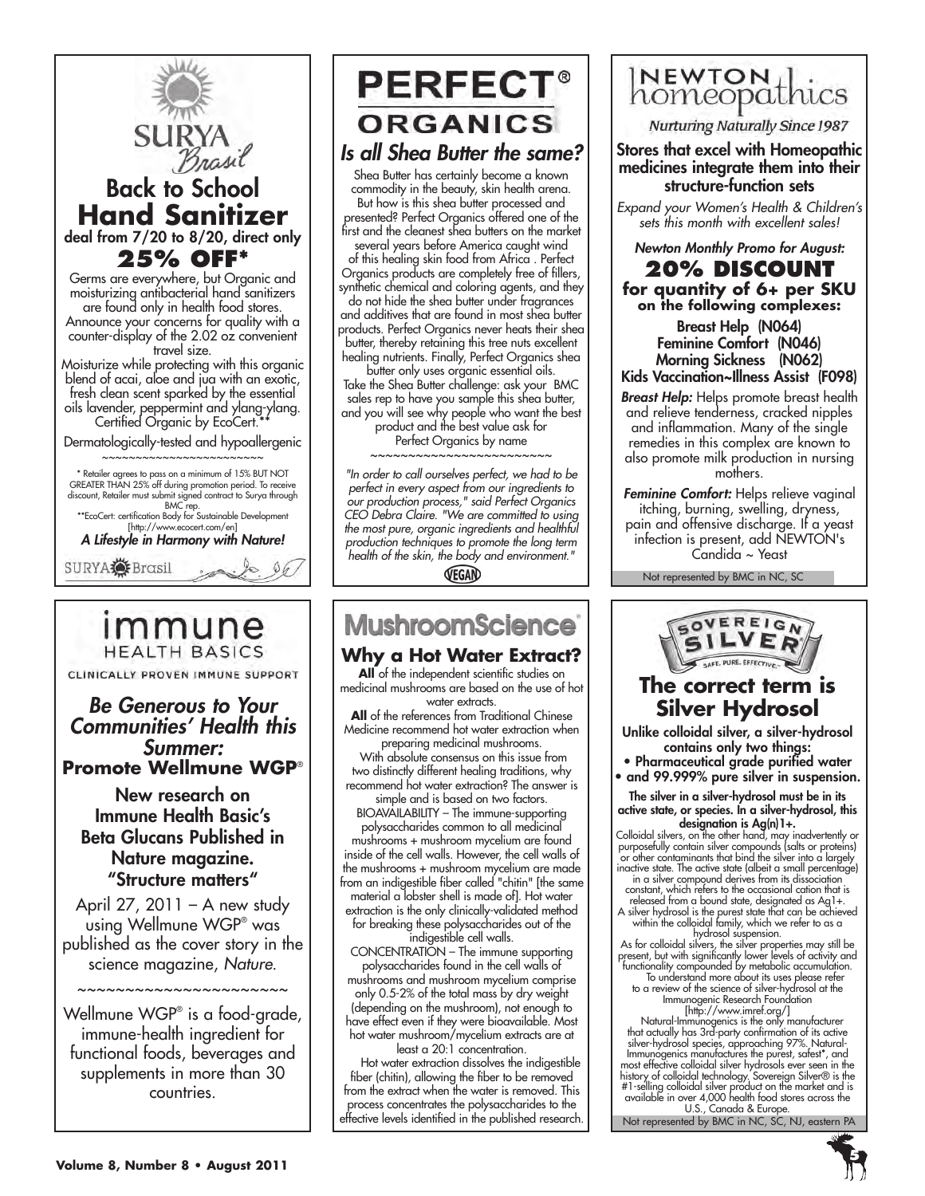## SURYA Brasil

# Back to School Hand Sanitizer

deal from 7/20 to 8/20, direct only

## 25% OFF*

Germs are everywhere, but Organic and moisturizing antibacterial hand sanitizers are found only in health food stores. Announce your concerns for quality with a counter-display of the 2.02 oz convenient travel size.

Moisturize while protecting with this organic blend of acai, aloe and jua with an exotic, fresh clean scent sparked by the essential oils lavender, peppermint and ylang-ylang. Certified Organic by EcoCert.**

Dermatologically-tested and hypoallergenic

~~~~~~~~~~~~~~~~~~~~~~~~

* Retailer agrees to pass on a minimum of 15% BUT NOT GREATER THAN 25% off during promotion period. To receive discount, Retailer must submit signed contract to Surya through BMC rep.

**EcoCert: certification Body for Sustainable Development [http://www.ecocert.com/en]

*A Lifestyle in Harmony with Nature!*

SURYA Brasil

---

## PERFECT® ORGANICS

### *Is all Shea Butter the same?*

Shea Butter has certainly become a known commodity in the beauty, skin health arena. But how is this shea butter processed and presented? Perfect Organics offered one of the first and the cleanest shea butters on the market several years before America caught wind of this healing skin food from Africa . Perfect Organics products are completely free of fillers, synthetic chemical and coloring agents, and they do not hide the shea butter under fragrances and additives that are found in most shea butter products. Perfect Organics never heats their shea butter, thereby retaining this tree nuts excellent healing nutrients. Finally, Perfect Organics shea butter only uses organic essential oils.

Take the Shea Butter challenge: ask your BMC sales rep to have you sample this shea butter, and you will see why people who want the best product and the best value ask for Perfect Organics by name

~~~~~~~~~~~~~~~~~~~~~~~~

*"In order to call ourselves perfect, we had to be perfect in every aspect from our ingredients to our production process," said Perfect Organics CEO Debra Claire. "We are committed to using the most pure, organic ingredients and healthful production techniques to promote the long term health of the skin, the body and environment."*

VEGAN

---

## NEWTON homeopathics

*Nurturing Naturally Since 1987*

### Stores that excel with Homeopathic medicines integrate them into their structure-function sets

*Expand your Women's Health & Children's sets this month with excellent sales!*

*Newton Monthly Promo for August:*

## 20% DISCOUNT

**for quantity of 6+ per SKU on the following complexes:**

Breast Help (N064)
Feminine Comfort (N046)
Morning Sickness (N062)
Kids Vaccination~Illness Assist (F098)

***Breast Help:*** Helps promote breast health and relieve tenderness, cracked nipples and inflammation. Many of the single remedies in this complex are known to also promote milk production in nursing mothers.

***Feminine Comfort:*** Helps relieve vaginal itching, burning, swelling, dryness, pain and offensive discharge. If a yeast infection is present, add NEWTON's Candida ~ Yeast

Not represented by BMC in NC, SC

---

## immune HEALTH BASICS

CLINICALLY PROVEN IMMUNE SUPPORT

### *Be Generous to Your Communities' Health this Summer:*

### Promote Wellmune WGP®

**New research on Immune Health Basic's Beta Glucans Published in Nature magazine. "Structure matters"**

April 27, 2011 – A new study using Wellmune WGP® was published as the cover story in the science magazine, *Nature*.

~~~~~~~~~~~~~~~~~~~~~~

Wellmune WGP® is a food-grade, immune-health ingredient for functional foods, beverages and supplements in more than 30 countries.

---

## MushroomScience®

### Why a Hot Water Extract?

**All** of the independent scientific studies on medicinal mushrooms are based on the use of hot water extracts.

**All** of the references from Traditional Chinese Medicine recommend hot water extraction when preparing medicinal mushrooms.

With absolute consensus on this issue from two distinctly different healing traditions, why recommend hot water extraction? The answer is simple and is based on two factors.

BIOAVAILABILITY – The immune-supporting polysaccharides common to all medicinal mushrooms + mushroom mycelium are found inside of the cell walls. However, the cell walls of the mushrooms + mushroom mycelium are made from an indigestible fiber called "chitin" [the same material a lobster shell is made of]. Hot water extraction is the only clinically-validated method for breaking these polysaccharides out of the indigestible cell walls.

CONCENTRATION – The immune supporting polysaccharides found in the cell walls of mushrooms and mushroom mycelium comprise only 0.5-2% of the total mass by dry weight (depending on the mushroom), not enough to have effect even if they were bioavailable. Most hot water mushroom/mycelium extracts are at least a 20:1 concentration.

Hot water extraction dissolves the indigestible fiber (chitin), allowing the fiber to be removed from the extract when the water is removed. This process concentrates the polysaccharides to the effective levels identified in the published research.

---

## SOVEREIGN SILVER

SAFE. PURE. EFFECTIVE.

## The correct term is Silver Hydrosol

**Unlike colloidal silver, a silver-hydrosol contains only two things:**

- **Pharmaceutical grade purified water**
- **and 99.999% pure silver in suspension.**

**The silver in a silver-hydrosol must be in its active state, or species. In a silver-hydrosol, this designation is Ag(n)1+.**

Colloidal silvers, on the other hand, may inadvertently or purposefully contain silver compounds (salts or proteins) or other contaminants that bind the silver into a largely inactive state. The active state (albeit a small percentage) in a silver compound derives from its dissociation constant, which refers to the occasional cation that is released from a bound state, designated as Ag1+.

A silver hydrosol is the purest state that can be achieved within the colloidal family, which we refer to as a hydrosol suspension.

As for colloidal silvers, the silver properties may still be present, but with significantly lower levels of activity and functionality compounded by metabolic accumulation.

To understand more about its uses please refer to a review of the science of silver-hydrosol at the Immunogenic Research Foundation [http://www.imref.org/]

Natural-Immunogenics is the only manufacturer that actually has 3rd-party confirmation of its active silver-hydrosol species, approaching 97%. Natural-Immunogenics manufactures the purest, safest*, and most effective colloidal silver hydrosols ever seen in the history of colloidal technology. Sovereign Silver® is the #1-selling colloidal silver product on the market and is available in over 4,000 health food stores across the U.S., Canada & Europe.

Not represented by BMC in NC, SC, NJ, eastern PA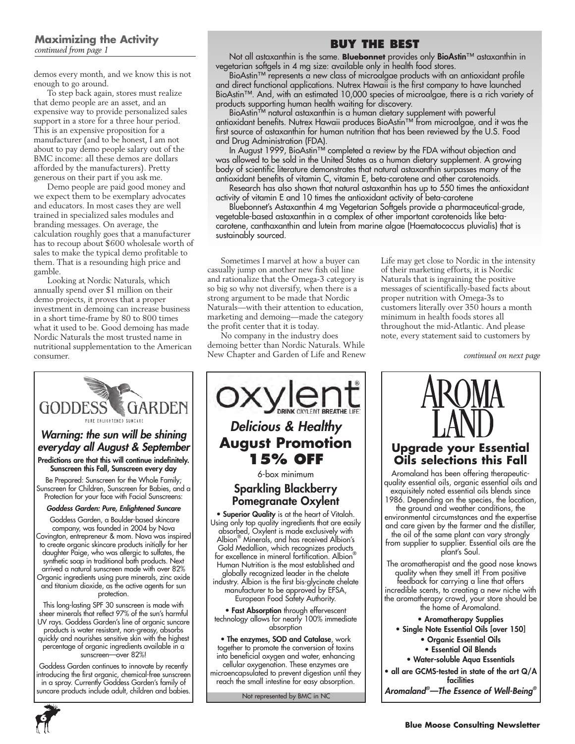## Maximizing the Activity

*continued from page 1*

demos every month, and we know this is not enough to go around.

To step back again, stores must realize that demo people are an asset, and an expensive way to provide personalized sales support in a store for a three hour period. This is an expensive proposition for a manufacturer (and to be honest, I am not about to pay demo people salary out of the BMC income: all these demos are dollars afforded by the manufacturers). Pretty generous on their part if you ask me.

Demo people are paid good money and we expect them to be exemplary advocates and educators. In most cases they are well trained in specialized sales modules and branding messages. On average, the calculation roughly goes that a manufacturer has to recoup about $600 wholesale worth of sales to make the typical demo profitable to them. That is a resounding high price and gamble.

Looking at Nordic Naturals, which annually spend over $1 million on their demo projects, it proves that a proper investment in demoing can increase business in a short time-frame by 80 to 800 times what it used to be. Good demoing has made Nordic Naturals the most trusted name in nutritional supplementation to the American consumer.

Sometimes I marvel at how a buyer can casually jump on another new fish oil line and rationalize that the Omega-3 category is so big so why not diversify, when there is a strong argument to be made that Nordic Naturals—with their attention to education, marketing and demoing—made the category the profit center that it is today.

No company in the industry does demoing better than Nordic Naturals. While New Chapter and Garden of Life and Renew Life may get close to Nordic in the intensity of their marketing efforts, it is Nordic Naturals that is ingraining the positive messages of scientifically-based facts about proper nutrition with Omega-3s to customers literally over 350 hours a month minimum in health foods stores all throughout the mid-Atlantic. And please note, every statement said to customers by

*continued on next page*

## BUY THE BEST

Not all astaxanthin is the same. **Bluebonnet** provides only **BioAstin**™ astaxanthin in vegetarian softgels in 4 mg size: available only in health food stores.

BioAstin™ represents a new class of microalgae products with an antioxidant profile and direct functional applications. Nutrex Hawaii is the first company to have launched BioAstin™. And, with an estimated 10,000 species of microalgae, there is a rich variety of products supporting human health waiting for discovery.

BioAstin™ natural astaxanthin is a human dietary supplement with powerful antioxidant benefits. Nutrex Hawaii produces BioAstin™ from microalgae, and it was the first source of astaxanthin for human nutrition that has been reviewed by the U.S. Food and Drug Administration (FDA).

In August 1999, BioAstin™ completed a review by the FDA without objection and was allowed to be sold in the United States as a human dietary supplement. A growing body of scientific literature demonstrates that natural astaxanthin surpasses many of the antioxidant benefits of vitamin C, vitamin E, beta-carotene and other carotenoids.

Research has also shown that natural astaxanthin has up to 550 times the antioxidant activity of vitamin E and 10 times the antioxidant activity of beta-carotene

Bluebonnet's Astaxanthin 4 mg Vegetarian Softgels provide a pharmaceutical-grade, vegetable-based astaxanthin in a complex of other important carotenoids like beta-carotene, canthaxanthin and lutein from marine algae (Haematococcus pluvialis) that is sustainably sourced.

---

**GODDESS GARDEN**
PURE ENLIGHTENED SUNCARE

### *Warning: the sun will be shining everyday all August & September*

**Predictions are that this will continue indefinitely. Sunscreen this Fall, Sunscreen every day**

Be Prepared: Sunscreen for the Whole Family; Sunscreen for Children, Sunscreen for Babies, and a Protection for your face with Facial Sunscreens:

***Goddess Garden: Pure, Enlightened Suncare***

Goddess Garden, a Boulder-based skincare company, was founded in 2004 by Nova Covington, entrepreneur & mom. Nova was inspired to create organic skincare products initially for her daughter Paige, who was allergic to sulfates, the synthetic soap in traditional bath products. Next arrived a natural sunscreen made with over 82% Organic ingredients using pure minerals, zinc oxide and titanium dioxide, as the active agents for sun protection.

This long-lasting SPF 30 sunscreen is made with sheer minerals that reflect 97% of the sun's harmful UV rays. Goddess Garden's line of organic suncare products is water resistant, non-greasy, absorbs quickly and nourishes sensitive skin with the highest percentage of organic ingredients available in a sunscreen—over 82%!

Goddess Garden continues to innovate by recently introducing the first organic, chemical-free sunscreen in a spray. Currently Goddess Garden's family of suncare products include adult, children and babies.

---

**oxylent**®
DRINK OXYLENT BREATHE LIFE™

### *Delicious & Healthy*
### August Promotion 15% OFF

6-box minimum

### Sparkling Blackberry Pomegranate Oxylent

• **Superior Quality** is at the heart of Vitalah. Using only top quality ingredients that are easily absorbed, Oxylent is made exclusively with Albion® Minerals, and has received Albion's Gold Medallion, which recognizes products for excellence in mineral fortification. Albion® Human Nutrition is the most established and globally recognized leader in the chelate industry. Albion is the first bis-glycinate chelate manufacturer to be approved by EFSA, European Food Safety Authority.

• **Fast Absorption** through effervescent technology allows for nearly 100% immediate absorption

• **The enzymes, SOD and Catalase**, work together to promote the conversion of toxins into beneficial oxygen and water, enhancing cellular oxygenation. These enzymes are microencapsulated to prevent digestion until they reach the small intestine for easy absorption.

Not represented by BMC in NC

---

**AROMA LAND**

### Upgrade your Essential Oils selections this Fall

Aromaland has been offering therapeutic-quality essential oils, organic essential oils and exquisitely noted essential oils blends since 1986. Depending on the species, the location, the ground and weather conditions, the environmental circumstances and the expertise and care given by the farmer and the distiller, the oil of the same plant can vary strongly from supplier to supplier. Essential oils are the plant's Soul.

The aromatherapist and the good nose knows quality when they smell it! From positive feedback for carrying a line that offers incredible scents, to creating a new niche with the aromatherapy crowd, your store should be the home of Aromaland.

- **Aromatherapy Supplies**
- **Single Note Essential Oils [over 150]**
- **Organic Essential Oils**
- **Essential Oil Blends**
- **Water-soluble Aqua Essentials**
- **all are GCMS-tested in state of the art Q/A facilities**

***Aromaland®—The Essence of Well-Being®***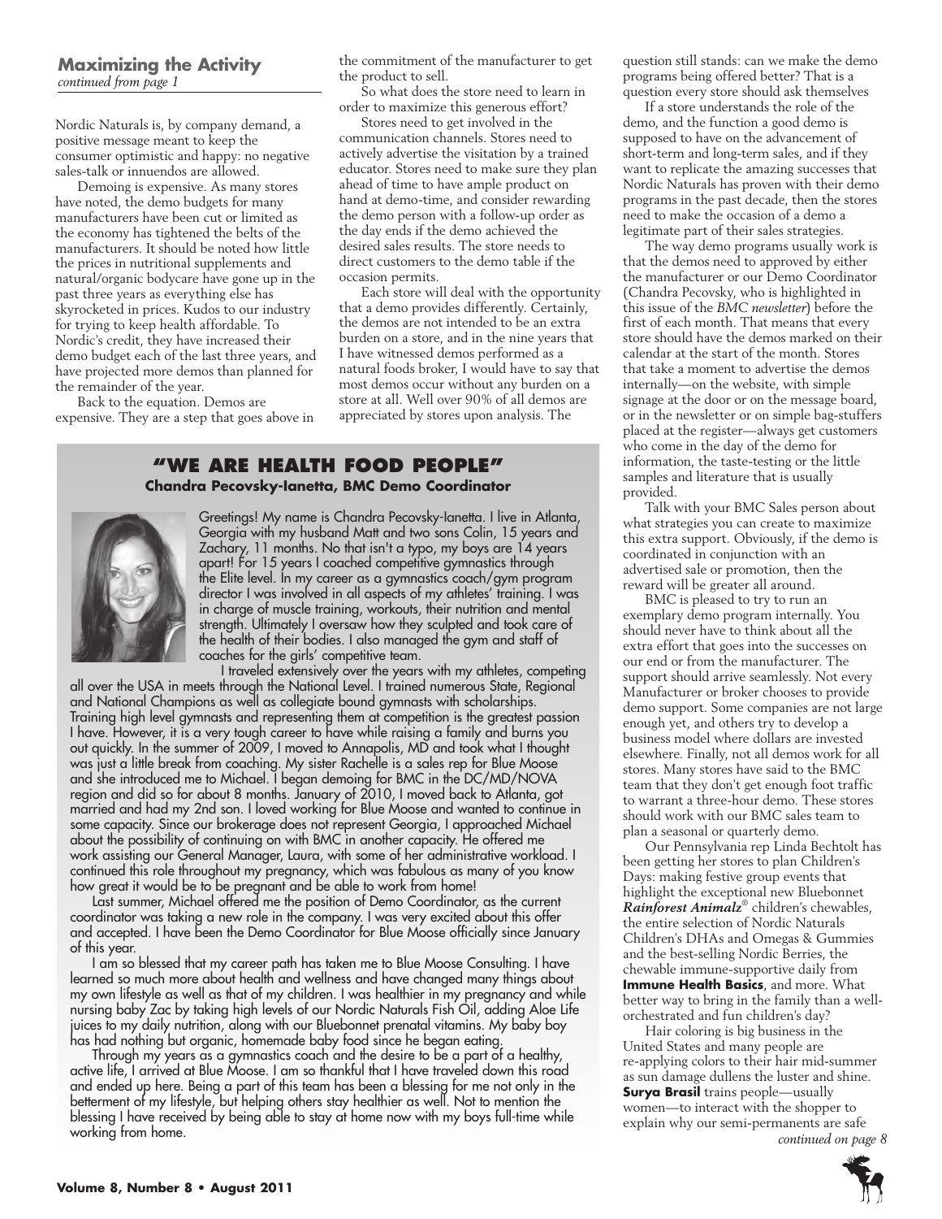## Maximizing the Activity

*continued from page 1*

Nordic Naturals is, by company demand, a positive message meant to keep the consumer optimistic and happy: no negative sales-talk or innuendos are allowed.

Demoing is expensive. As many stores have noted, the demo budgets for many manufacturers have been cut or limited as the economy has tightened the belts of the manufacturers. It should be noted how little the prices in nutritional supplements and natural/organic bodycare have gone up in the past three years as everything else has skyrocketed in prices. Kudos to our industry for trying to keep health affordable. To Nordic's credit, they have increased their demo budget each of the last three years, and have projected more demos than planned for the remainder of the year.

Back to the equation. Demos are expensive. They are a step that goes above in the commitment of the manufacturer to get the product to sell.

So what does the store need to learn in order to maximize this generous effort?

Stores need to get involved in the communication channels. Stores need to actively advertise the visitation by a trained educator. Stores need to make sure they plan ahead of time to have ample product on hand at demo-time, and consider rewarding the demo person with a follow-up order as the day ends if the demo achieved the desired sales results. The store needs to direct customers to the demo table if the occasion permits.

Each store will deal with the opportunity that a demo provides differently. Certainly, the demos are not intended to be an extra burden on a store, and in the nine years that I have witnessed demos performed as a natural foods broker, I would have to say that most demos occur without any burden on a store at all. Well over 90% of all demos are appreciated by stores upon analysis. The question still stands: can we make the demo programs being offered better? That is a question every store should ask themselves

If a store understands the role of the demo, and the function a good demo is supposed to have on the advancement of short-term and long-term sales, and if they want to replicate the amazing successes that Nordic Naturals has proven with their demo programs in the past decade, then the stores need to make the occasion of a demo a legitimate part of their sales strategies.

The way demo programs usually work is that the demos need to approved by either the manufacturer or our Demo Coordinator (Chandra Pecovsky, who is highlighted in this issue of the *BMC newsletter*) before the first of each month. That means that every store should have the demos marked on their calendar at the start of the month. Stores that take a moment to advertise the demos internally—on the website, with simple signage at the door or on the message board, or in the newsletter or on simple bag-stuffers placed at the register—always get customers who come in the day of the demo for information, the taste-testing or the little samples and literature that is usually provided.

Talk with your BMC Sales person about what strategies you can create to maximize this extra support. Obviously, if the demo is coordinated in conjunction with an advertised sale or promotion, then the reward will be greater all around.

BMC is pleased to try to run an exemplary demo program internally. You should never have to think about all the extra effort that goes into the successes on our end or from the manufacturer. The support should arrive seamlessly. Not every Manufacturer or broker chooses to provide demo support. Some companies are not large enough yet, and others try to develop a business model where dollars are invested elsewhere. Finally, not all demos work for all stores. Many stores have said to the BMC team that they don't get enough foot traffic to warrant a three-hour demo. These stores should work with our BMC sales team to plan a seasonal or quarterly demo.

Our Pennsylvania rep Linda Bechtolt has been getting her stores to plan Children's Days: making festive group events that highlight the exceptional new Bluebonnet ***Rainforest Animalz***® children's chewables, the entire selection of Nordic Naturals Children's DHAs and Omegas & Gummies and the best-selling Nordic Berries, the chewable immune-supportive daily from **Immune Health Basics**, and more. What better way to bring in the family than a well-orchestrated and fun children's day?

Hair coloring is big business in the United States and many people are re-applying colors to their hair mid-summer as sun damage dulls the luster and shine. **Surya Brasil** trains people—usually women—to interact with the shopper to explain why our semi-permanents are safe

*continued on page 8*

## "WE ARE HEALTH FOOD PEOPLE"

**Chandra Pecovsky-Ianetta, BMC Demo Coordinator**

Greetings! My name is Chandra Pecovsky-Ianetta. I live in Atlanta, Georgia with my husband Matt and two sons Colin, 15 years and Zachary, 11 months. No that isn't a typo, my boys are 14 years apart! For 15 years I coached competitive gymnastics through the Elite level. In my career as a gymnastics coach/gym program director I was involved in all aspects of my athletes' training. I was in charge of muscle training, workouts, their nutrition and mental strength. Ultimately I oversaw how they sculpted and took care of the health of their bodies. I also managed the gym and staff of coaches for the girls' competitive team.

I traveled extensively over the years with my athletes, competing all over the USA in meets through the National Level. I trained numerous State, Regional and National Champions as well as collegiate bound gymnasts with scholarships. Training high level gymnasts and representing them at competition is the greatest passion I have. However, it is a very tough career to have while raising a family and burns you out quickly. In the summer of 2009, I moved to Annapolis, MD and took what I thought was just a little break from coaching. My sister Rachelle is a sales rep for Blue Moose and she introduced me to Michael. I began demoing for BMC in the DC/MD/NOVA region and did so for about 8 months. January of 2010, I moved back to Atlanta, got married and had my 2nd son. I loved working for Blue Moose and wanted to continue in some capacity. Since our brokerage does not represent Georgia, I approached Michael about the possibility of continuing on with BMC in another capacity. He offered me work assisting our General Manager, Laura, with some of her administrative workload. I continued this role throughout my pregnancy, which was fabulous as many of you know how great it would be to be pregnant and be able to work from home!

Last summer, Michael offered me the position of Demo Coordinator, as the current coordinator was taking a new role in the company. I was very excited about this offer and accepted. I have been the Demo Coordinator for Blue Moose officially since January of this year.

I am so blessed that my career path has taken me to Blue Moose Consulting. I have learned so much more about health and wellness and have changed many things about my own lifestyle as well as that of my children. I was healthier in my pregnancy and while nursing baby Zac by taking high levels of our Nordic Naturals Fish Oil, adding Aloe Life juices to my daily nutrition, along with our Bluebonnet prenatal vitamins. My baby boy has had nothing but organic, homemade baby food since he began eating.

Through my years as a gymnastics coach and the desire to be a part of a healthy, active life, I arrived at Blue Moose. I am so thankful that I have traveled down this road and ended up here. Being a part of this team has been a blessing for me not only in the betterment of my lifestyle, but helping others stay healthier as well. Not to mention the blessing I have received by being able to stay at home now with my boys full-time while working from home.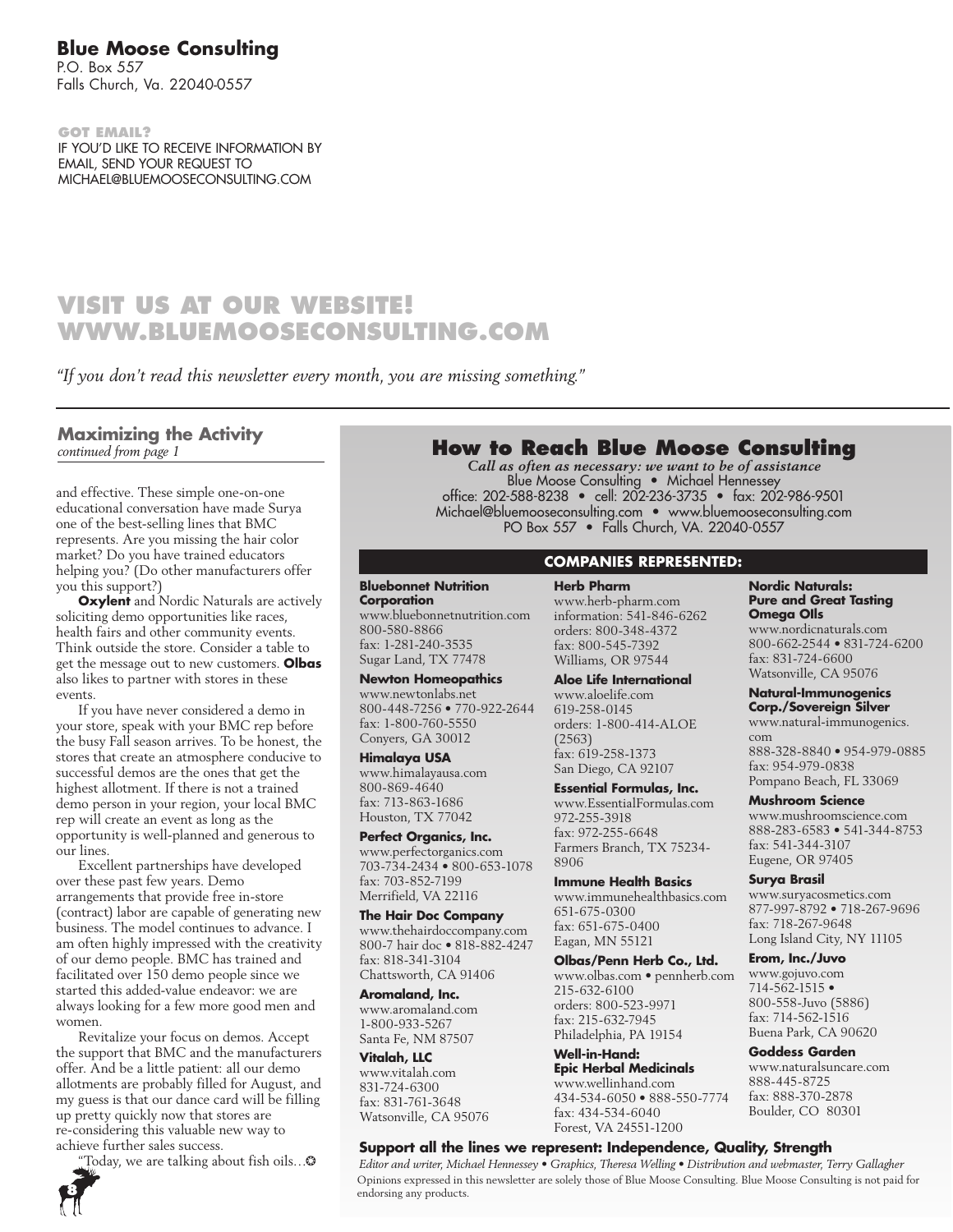## Blue Moose Consulting

P.O. Box 557
Falls Church, Va. 22040-0557

**GOT EMAIL?**
IF YOU'D LIKE TO RECEIVE INFORMATION BY EMAIL, SEND YOUR REQUEST TO MICHAEL@BLUEMOOSECONSULTING.COM

## VISIT US AT OUR WEBSITE! WWW.BLUEMOOSECONSULTING.COM

*"If you don't read this newsletter every month, you are missing something."*

### Maximizing the Activity

*continued from page 1*

and effective. These simple one-on-one educational conversation have made Surya one of the best-selling lines that BMC represents. Are you missing the hair color market? Do you have trained educators helping you? (Do other manufacturers offer you this support?)

**Oxylent** and Nordic Naturals are actively soliciting demo opportunities like races, health fairs and other community events. Think outside the store. Consider a table to get the message out to new customers. **Olbas** also likes to partner with stores in these events.

If you have never considered a demo in your store, speak with your BMC rep before the busy Fall season arrives. To be honest, the stores that create an atmosphere conducive to successful demos are the ones that get the highest allotment. If there is not a trained demo person in your region, your local BMC rep will create an event as long as the opportunity is well-planned and generous to our lines.

Excellent partnerships have developed over these past few years. Demo arrangements that provide free in-store (contract) labor are capable of generating new business. The model continues to advance. I am often highly impressed with the creativity of our demo people. BMC has trained and facilitated over 150 demo people since we started this added-value endeavor: we are always looking for a few more good men and women.

Revitalize your focus on demos. Accept the support that BMC and the manufacturers offer. And be a little patient: all our demo allotments are probably filled for August, and my guess is that our dance card will be filling up pretty quickly now that stores are re-considering this valuable new way to achieve further sales success.

"Today, we are talking about fish oils…✪

## How to Reach Blue Moose Consulting

***Call as often as necessary: we want to be of assistance***
Blue Moose Consulting • Michael Hennessey
office: 202-588-8238 • cell: 202-236-3735 • fax: 202-986-9501
Michael@bluemooseconsulting.com • www.bluemooseconsulting.com
PO Box 557 • Falls Church, VA. 22040-0557

### COMPANIES REPRESENTED:

**Bluebonnet Nutrition Corporation**
www.bluebonnetnutrition.com
800-580-8866
fax: 1-281-240-3535
Sugar Land, TX 77478

**Newton Homeopathics**
www.newtonlabs.net
800-448-7256 • 770-922-2644
fax: 1-800-760-5550
Conyers, GA 30012

**Himalaya USA**
www.himalayausa.com
800-869-4640
fax: 713-863-1686
Houston, TX 77042

**Perfect Organics, Inc.**
www.perfectorganics.com
703-734-2434 • 800-653-1078
fax: 703-852-7199
Merrifield, VA 22116

**The Hair Doc Company**
www.thehairdoccompany.com
800-7 hair doc • 818-882-4247
fax: 818-341-3104
Chattsworth, CA 91406

**Aromaland, Inc.**
www.aromaland.com
1-800-933-5267
Santa Fe, NM 87507

**Vitalah, LLC**
www.vitalah.com
831-724-6300
fax: 831-761-3648
Watsonville, CA 95076

**Herb Pharm**
www.herb-pharm.com
information: 541-846-6262
orders: 800-348-4372
fax: 800-545-7392
Williams, OR 97544

**Aloe Life International**
www.aloelife.com
619-258-0145
orders: 1-800-414-ALOE (2563)
fax: 619-258-1373
San Diego, CA 92107

**Essential Formulas, Inc.**
www.EssentialFormulas.com
972-255-3918
fax: 972-255-6648
Farmers Branch, TX 75234-8906

**Immune Health Basics**
www.immunehealthbasics.com
651-675-0300
fax: 651-675-0400
Eagan, MN 55121

**Olbas/Penn Herb Co., Ltd.**
www.olbas.com • pennherb.com
215-632-6100
orders: 800-523-9971
fax: 215-632-7945
Philadelphia, PA 19154

**Well-in-Hand: Epic Herbal Medicinals**
www.wellinhand.com
434-534-6050 • 888-550-7774
fax: 434-534-6040
Forest, VA 24551-1200

**Nordic Naturals: Pure and Great Tasting Omega Oils**
www.nordicnaturals.com
800-662-2544 • 831-724-6200
fax: 831-724-6600
Watsonville, CA 95076

**Natural-Immunogenics Corp./Sovereign Silver**
www.natural-immunogenics.com
888-328-8840 • 954-979-0885
fax: 954-979-0838
Pompano Beach, FL 33069

**Mushroom Science**
www.mushroomscience.com
888-283-6583 • 541-344-8753
fax: 541-344-3107
Eugene, OR 97405

**Surya Brasil**
www.suryacosmetics.com
877-997-8792 • 718-267-9696
fax: 718-267-9648
Long Island City, NY 11105

**Erom, Inc./Juvo**
www.gojuvo.com
714-562-1515 •
800-558-Juvo (5886)
fax: 714-562-1516
Buena Park, CA 90620

**Goddess Garden**
www.naturalsuncare.com
888-445-8725
fax: 888-370-2878
Boulder, CO 80301

**Support all the lines we represent: Independence, Quality, Strength**

*Editor and writer, Michael Hennessey • Graphics, Theresa Welling • Distribution and webmaster, Terry Gallagher*

Opinions expressed in this newsletter are solely those of Blue Moose Consulting. Blue Moose Consulting is not paid for endorsing any products.